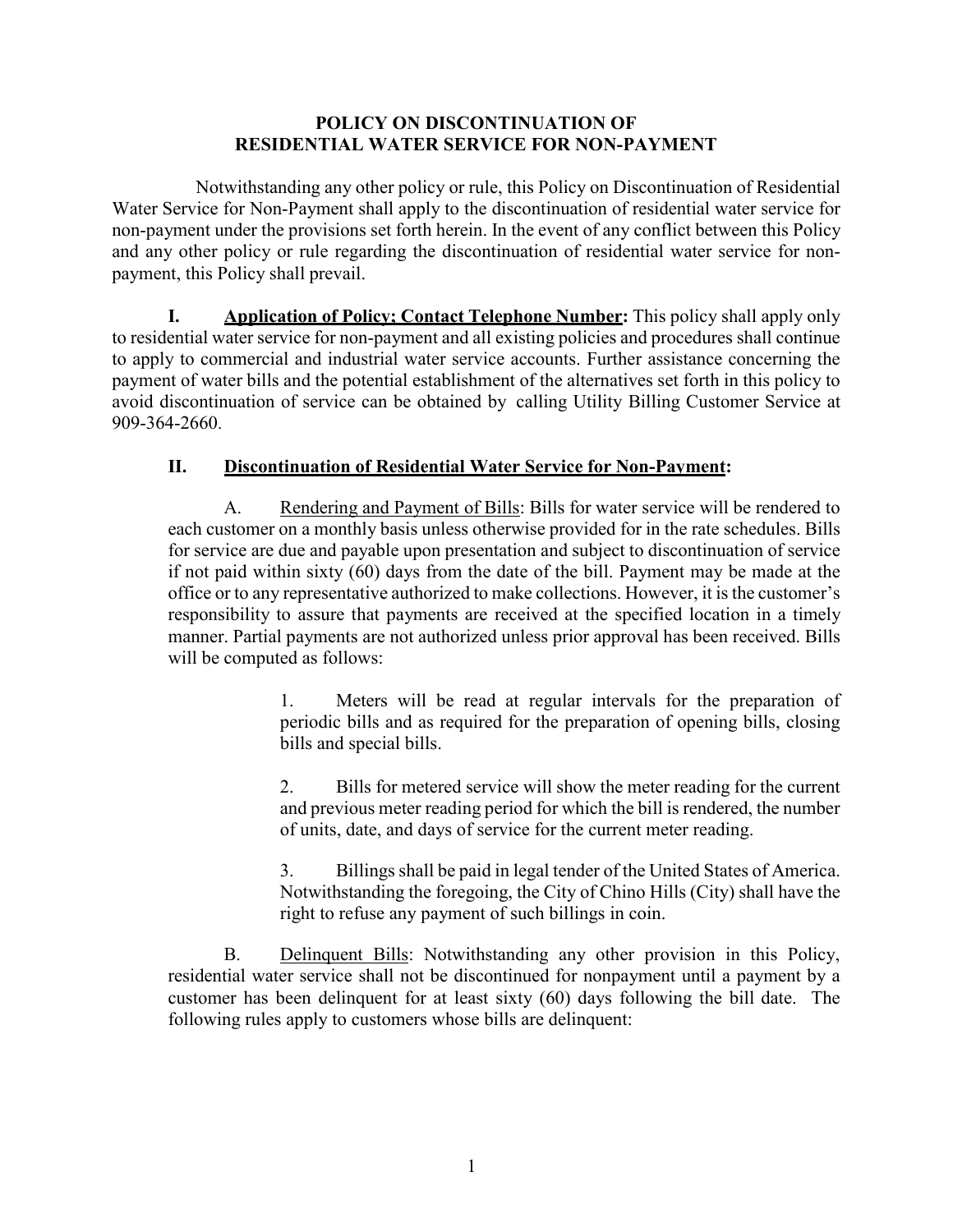# POLICY ON DISCONTINUATION OF RESIDENTIAL WATER SERVICE FOR NON-PAYMENT

Notwithstanding any other policy or rule, this Policy on Discontinuation of Residential Water Service for Non-Payment shall apply to the discontinuation of residential water service for non-payment under the provisions set forth herein. In the event of any conflict between this Policy and any other policy or rule regarding the discontinuation of residential water service for non-payment, this Policy shall prevail.

**I. Application of Policy; Contact Telephone Number:** This policy shall apply only to residential water service for non-payment and all existing policies and procedures shall continue to apply to commercial and industrial water service accounts. Further assistance concerning the payment of water bills and the potential establishment of the alternatives set forth in this policy to avoid discontinuation of service can be obtained by calling Utility Billing Customer Service at 909-364-2660.

## II. Discontinuation of Residential Water Service for Non-Payment:

A. Rendering and Payment of Bills: Bills for water service will be rendered to each customer on a monthly basis unless otherwise provided for in the rate schedules. Bills for service are due and payable upon presentation and subject to discontinuation of service if not paid within sixty (60) days from the date of the bill. Payment may be made at the office or to any representative authorized to make collections. However, it is the customer's responsibility to assure that payments are received at the specified location in a timely manner. Partial payments are not authorized unless prior approval has been received. Bills will be computed as follows:

1. Meters will be read at regular intervals for the preparation of periodic bills and as required for the preparation of opening bills, closing bills and special bills.

2. Bills for metered service will show the meter reading for the current and previous meter reading period for which the bill is rendered, the number of units, date, and days of service for the current meter reading.

3. Billings shall be paid in legal tender of the United States of America. Notwithstanding the foregoing, the City of Chino Hills (City) shall have the right to refuse any payment of such billings in coin.

B. Delinquent Bills: Notwithstanding any other provision in this Policy, residential water service shall not be discontinued for nonpayment until a payment by a customer has been delinquent for at least sixty (60) days following the bill date. The following rules apply to customers whose bills are delinquent: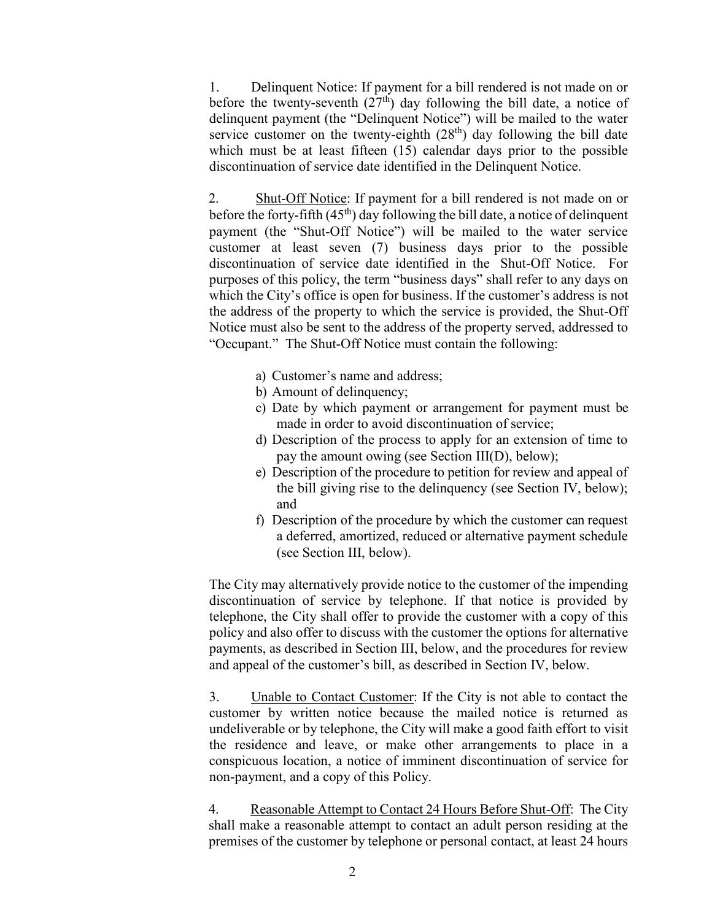1. Delinquent Notice: If payment for a bill rendered is not made on or before the twenty-seventh (27th) day following the bill date, a notice of delinquent payment (the "Delinquent Notice") will be mailed to the water service customer on the twenty-eighth (28th) day following the bill date which must be at least fifteen (15) calendar days prior to the possible discontinuation of service date identified in the Delinquent Notice.

2. Shut-Off Notice: If payment for a bill rendered is not made on or before the forty-fifth (45th) day following the bill date, a notice of delinquent payment (the "Shut-Off Notice") will be mailed to the water service customer at least seven (7) business days prior to the possible discontinuation of service date identified in the Shut-Off Notice. For purposes of this policy, the term "business days" shall refer to any days on which the City's office is open for business. If the customer's address is not the address of the property to which the service is provided, the Shut-Off Notice must also be sent to the address of the property served, addressed to "Occupant." The Shut-Off Notice must contain the following:

   a) Customer's name and address;
   b) Amount of delinquency;
   c) Date by which payment or arrangement for payment must be made in order to avoid discontinuation of service;
   d) Description of the process to apply for an extension of time to pay the amount owing (see Section III(D), below);
   e) Description of the procedure to petition for review and appeal of the bill giving rise to the delinquency (see Section IV, below); and
   f) Description of the procedure by which the customer can request a deferred, amortized, reduced or alternative payment schedule (see Section III, below).

The City may alternatively provide notice to the customer of the impending discontinuation of service by telephone. If that notice is provided by telephone, the City shall offer to provide the customer with a copy of this policy and also offer to discuss with the customer the options for alternative payments, as described in Section III, below, and the procedures for review and appeal of the customer's bill, as described in Section IV, below.

3. Unable to Contact Customer: If the City is not able to contact the customer by written notice because the mailed notice is returned as undeliverable or by telephone, the City will make a good faith effort to visit the residence and leave, or make other arrangements to place in a conspicuous location, a notice of imminent discontinuation of service for non-payment, and a copy of this Policy.

4. Reasonable Attempt to Contact 24 Hours Before Shut-Off: The City shall make a reasonable attempt to contact an adult person residing at the premises of the customer by telephone or personal contact, at least 24 hours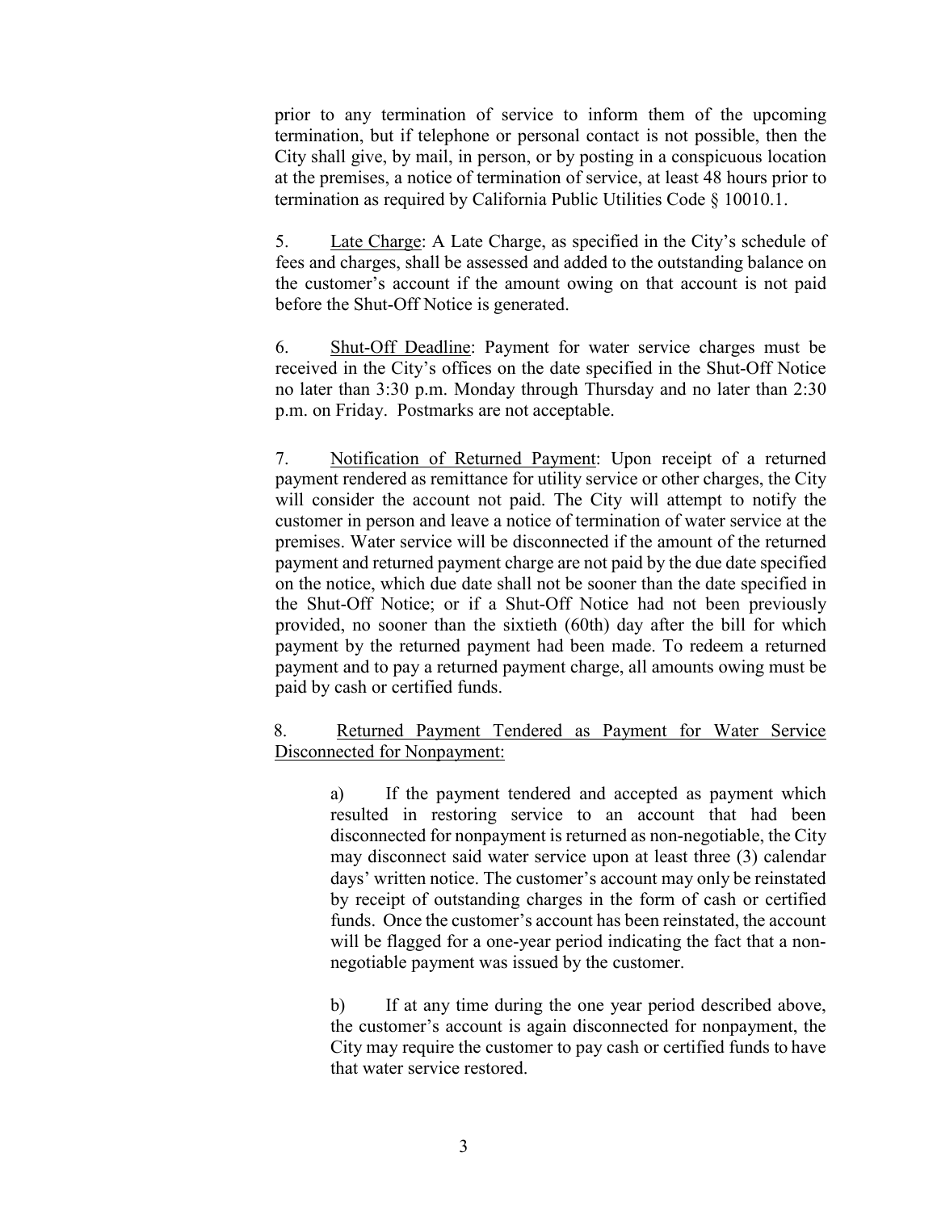prior to any termination of service to inform them of the upcoming termination, but if telephone or personal contact is not possible, then the City shall give, by mail, in person, or by posting in a conspicuous location at the premises, a notice of termination of service, at least 48 hours prior to termination as required by California Public Utilities Code § 10010.1.

5. Late Charge: A Late Charge, as specified in the City's schedule of fees and charges, shall be assessed and added to the outstanding balance on the customer's account if the amount owing on that account is not paid before the Shut-Off Notice is generated.

6. Shut-Off Deadline: Payment for water service charges must be received in the City's offices on the date specified in the Shut-Off Notice no later than 3:30 p.m. Monday through Thursday and no later than 2:30 p.m. on Friday. Postmarks are not acceptable.

7. Notification of Returned Payment: Upon receipt of a returned payment rendered as remittance for utility service or other charges, the City will consider the account not paid. The City will attempt to notify the customer in person and leave a notice of termination of water service at the premises. Water service will be disconnected if the amount of the returned payment and returned payment charge are not paid by the due date specified on the notice, which due date shall not be sooner than the date specified in the Shut-Off Notice; or if a Shut-Off Notice had not been previously provided, no sooner than the sixtieth (60th) day after the bill for which payment by the returned payment had been made. To redeem a returned payment and to pay a returned payment charge, all amounts owing must be paid by cash or certified funds.

8. Returned Payment Tendered as Payment for Water Service Disconnected for Nonpayment:

a) If the payment tendered and accepted as payment which resulted in restoring service to an account that had been disconnected for nonpayment is returned as non-negotiable, the City may disconnect said water service upon at least three (3) calendar days' written notice. The customer's account may only be reinstated by receipt of outstanding charges in the form of cash or certified funds. Once the customer's account has been reinstated, the account will be flagged for a one-year period indicating the fact that a non-negotiable payment was issued by the customer.

b) If at any time during the one year period described above, the customer's account is again disconnected for nonpayment, the City may require the customer to pay cash or certified funds to have that water service restored.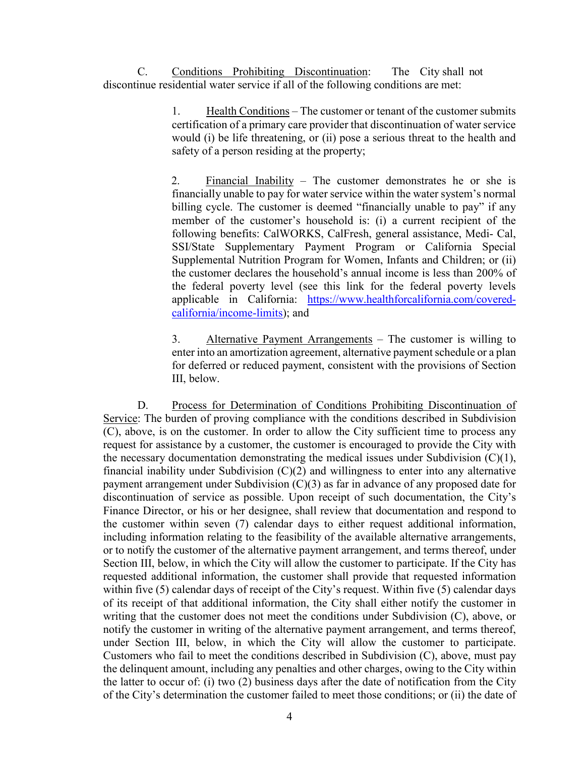C. <u>Conditions Prohibiting Discontinuation</u>: The City shall not discontinue residential water service if all of the following conditions are met:

> 1. <u>Health Conditions</u> – The customer or tenant of the customer submits certification of a primary care provider that discontinuation of water service would (i) be life threatening, or (ii) pose a serious threat to the health and safety of a person residing at the property;
>
> 2. <u>Financial Inability</u> – The customer demonstrates he or she is financially unable to pay for water service within the water system's normal billing cycle. The customer is deemed "financially unable to pay" if any member of the customer's household is: (i) a current recipient of the following benefits: CalWORKS, CalFresh, general assistance, Medi- Cal, SSI/State Supplementary Payment Program or California Special Supplemental Nutrition Program for Women, Infants and Children; or (ii) the customer declares the household's annual income is less than 200% of the federal poverty level (see this link for the federal poverty levels applicable in California: [https://www.healthforcalifornia.com/covered-california/income-limits](https://www.healthforcalifornia.com/covered-california/income-limits)); and
>
> 3. <u>Alternative Payment Arrangements</u> – The customer is willing to enter into an amortization agreement, alternative payment schedule or a plan for deferred or reduced payment, consistent with the provisions of Section III, below.

D. <u>Process for Determination of Conditions Prohibiting Discontinuation of Service</u>: The burden of proving compliance with the conditions described in Subdivision (C), above, is on the customer. In order to allow the City sufficient time to process any request for assistance by a customer, the customer is encouraged to provide the City with the necessary documentation demonstrating the medical issues under Subdivision (C)(1), financial inability under Subdivision (C)(2) and willingness to enter into any alternative payment arrangement under Subdivision (C)(3) as far in advance of any proposed date for discontinuation of service as possible. Upon receipt of such documentation, the City's Finance Director, or his or her designee, shall review that documentation and respond to the customer within seven (7) calendar days to either request additional information, including information relating to the feasibility of the available alternative arrangements, or to notify the customer of the alternative payment arrangement, and terms thereof, under Section III, below, in which the City will allow the customer to participate. If the City has requested additional information, the customer shall provide that requested information within five (5) calendar days of receipt of the City's request. Within five (5) calendar days of its receipt of that additional information, the City shall either notify the customer in writing that the customer does not meet the conditions under Subdivision (C), above, or notify the customer in writing of the alternative payment arrangement, and terms thereof, under Section III, below, in which the City will allow the customer to participate. Customers who fail to meet the conditions described in Subdivision (C), above, must pay the delinquent amount, including any penalties and other charges, owing to the City within the latter to occur of: (i) two (2) business days after the date of notification from the City of the City's determination the customer failed to meet those conditions; or (ii) the date of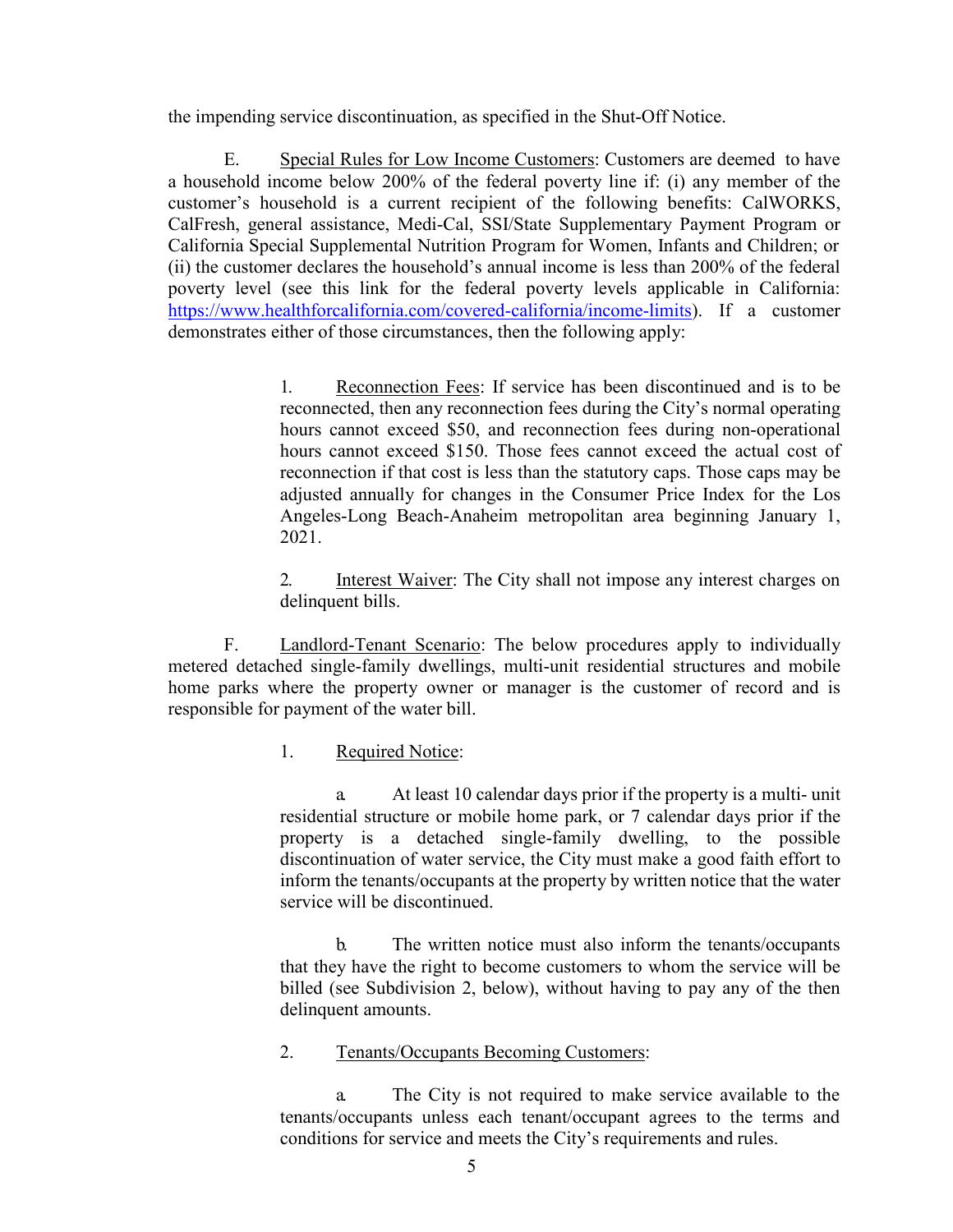the impending service discontinuation, as specified in the Shut-Off Notice.

E. Special Rules for Low Income Customers: Customers are deemed to have a household income below 200% of the federal poverty line if: (i) any member of the customer's household is a current recipient of the following benefits: CalWORKS, CalFresh, general assistance, Medi-Cal, SSI/State Supplementary Payment Program or California Special Supplemental Nutrition Program for Women, Infants and Children; or (ii) the customer declares the household's annual income is less than 200% of the federal poverty level (see this link for the federal poverty levels applicable in California: https://www.healthforcalifornia.com/covered-california/income-limits). If a customer demonstrates either of those circumstances, then the following apply:

> 1. Reconnection Fees: If service has been discontinued and is to be reconnected, then any reconnection fees during the City's normal operating hours cannot exceed $50, and reconnection fees during non-operational hours cannot exceed $150. Those fees cannot exceed the actual cost of reconnection if that cost is less than the statutory caps. Those caps may be adjusted annually for changes in the Consumer Price Index for the Los Angeles-Long Beach-Anaheim metropolitan area beginning January 1, 2021.
>
> 2. Interest Waiver: The City shall not impose any interest charges on delinquent bills.

F. Landlord-Tenant Scenario: The below procedures apply to individually metered detached single-family dwellings, multi-unit residential structures and mobile home parks where the property owner or manager is the customer of record and is responsible for payment of the water bill.

> 1. Required Notice:
>
> a. At least 10 calendar days prior if the property is a multi- unit residential structure or mobile home park, or 7 calendar days prior if the property is a detached single-family dwelling, to the possible discontinuation of water service, the City must make a good faith effort to inform the tenants/occupants at the property by written notice that the water service will be discontinued.
>
> b. The written notice must also inform the tenants/occupants that they have the right to become customers to whom the service will be billed (see Subdivision 2, below), without having to pay any of the then delinquent amounts.
>
> 2. Tenants/Occupants Becoming Customers:
>
> a. The City is not required to make service available to the tenants/occupants unless each tenant/occupant agrees to the terms and conditions for service and meets the City's requirements and rules.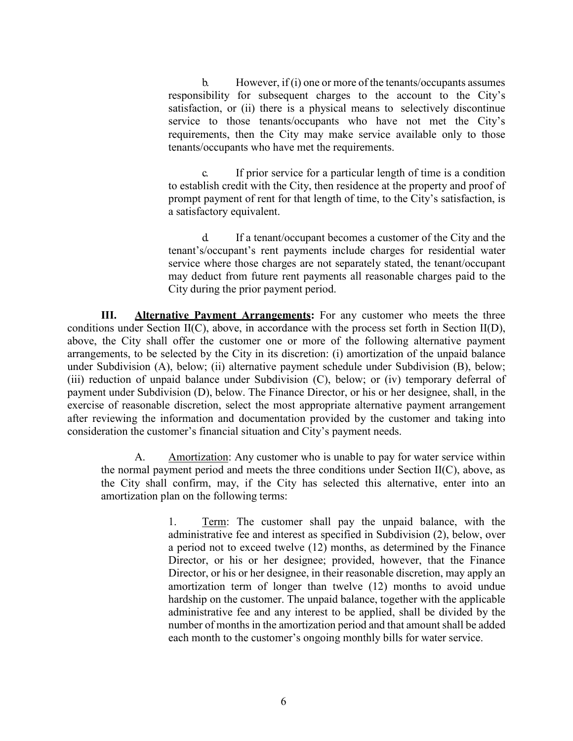b. However, if (i) one or more of the tenants/occupants assumes responsibility for subsequent charges to the account to the City's satisfaction, or (ii) there is a physical means to selectively discontinue service to those tenants/occupants who have not met the City's requirements, then the City may make service available only to those tenants/occupants who have met the requirements.

c. If prior service for a particular length of time is a condition to establish credit with the City, then residence at the property and proof of prompt payment of rent for that length of time, to the City's satisfaction, is a satisfactory equivalent.

d. If a tenant/occupant becomes a customer of the City and the tenant's/occupant's rent payments include charges for residential water service where those charges are not separately stated, the tenant/occupant may deduct from future rent payments all reasonable charges paid to the City during the prior payment period.

**III. <u>Alternative Payment Arrangements</u>:** For any customer who meets the three conditions under Section II(C), above, in accordance with the process set forth in Section II(D), above, the City shall offer the customer one or more of the following alternative payment arrangements, to be selected by the City in its discretion: (i) amortization of the unpaid balance under Subdivision (A), below; (ii) alternative payment schedule under Subdivision (B), below; (iii) reduction of unpaid balance under Subdivision (C), below; or (iv) temporary deferral of payment under Subdivision (D), below. The Finance Director, or his or her designee, shall, in the exercise of reasonable discretion, select the most appropriate alternative payment arrangement after reviewing the information and documentation provided by the customer and taking into consideration the customer's financial situation and City's payment needs.

A. <u>Amortization</u>: Any customer who is unable to pay for water service within the normal payment period and meets the three conditions under Section II(C), above, as the City shall confirm, may, if the City has selected this alternative, enter into an amortization plan on the following terms:

1. <u>Term</u>: The customer shall pay the unpaid balance, with the administrative fee and interest as specified in Subdivision (2), below, over a period not to exceed twelve (12) months, as determined by the Finance Director, or his or her designee; provided, however, that the Finance Director, or his or her designee, in their reasonable discretion, may apply an amortization term of longer than twelve (12) months to avoid undue hardship on the customer. The unpaid balance, together with the applicable administrative fee and any interest to be applied, shall be divided by the number of months in the amortization period and that amount shall be added each month to the customer's ongoing monthly bills for water service.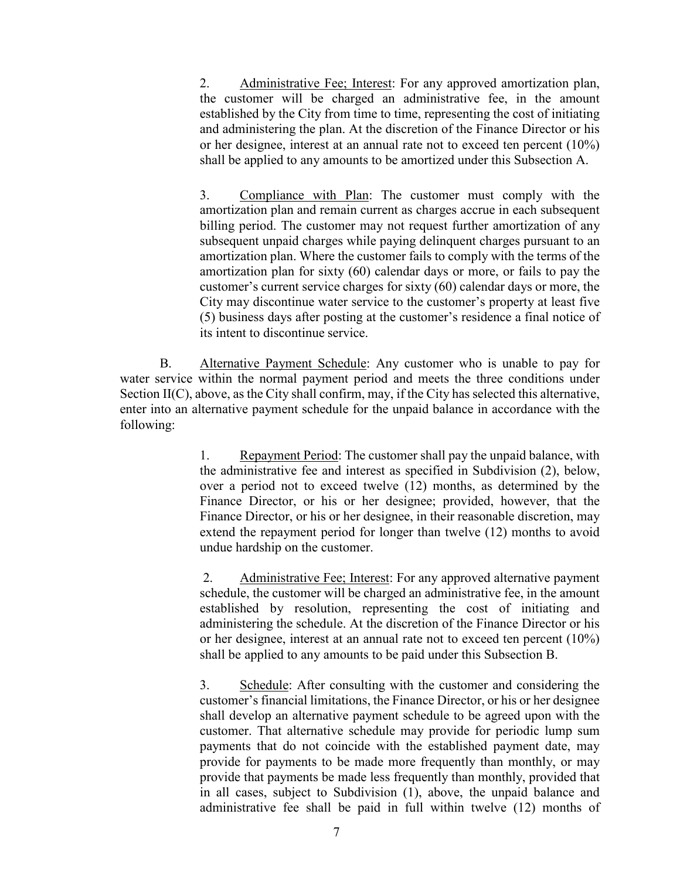2. <u>Administrative Fee; Interest</u>: For any approved amortization plan, the customer will be charged an administrative fee, in the amount established by the City from time to time, representing the cost of initiating and administering the plan. At the discretion of the Finance Director or his or her designee, interest at an annual rate not to exceed ten percent (10%) shall be applied to any amounts to be amortized under this Subsection A.

3. <u>Compliance with Plan</u>: The customer must comply with the amortization plan and remain current as charges accrue in each subsequent billing period. The customer may not request further amortization of any subsequent unpaid charges while paying delinquent charges pursuant to an amortization plan. Where the customer fails to comply with the terms of the amortization plan for sixty (60) calendar days or more, or fails to pay the customer's current service charges for sixty (60) calendar days or more, the City may discontinue water service to the customer's property at least five (5) business days after posting at the customer's residence a final notice of its intent to discontinue service.

B. <u>Alternative Payment Schedule</u>: Any customer who is unable to pay for water service within the normal payment period and meets the three conditions under Section II(C), above, as the City shall confirm, may, if the City has selected this alternative, enter into an alternative payment schedule for the unpaid balance in accordance with the following:

1. <u>Repayment Period</u>: The customer shall pay the unpaid balance, with the administrative fee and interest as specified in Subdivision (2), below, over a period not to exceed twelve (12) months, as determined by the Finance Director, or his or her designee; provided, however, that the Finance Director, or his or her designee, in their reasonable discretion, may extend the repayment period for longer than twelve (12) months to avoid undue hardship on the customer.

2. <u>Administrative Fee; Interest</u>: For any approved alternative payment schedule, the customer will be charged an administrative fee, in the amount established by resolution, representing the cost of initiating and administering the schedule. At the discretion of the Finance Director or his or her designee, interest at an annual rate not to exceed ten percent (10%) shall be applied to any amounts to be paid under this Subsection B.

3. <u>Schedule</u>: After consulting with the customer and considering the customer's financial limitations, the Finance Director, or his or her designee shall develop an alternative payment schedule to be agreed upon with the customer. That alternative schedule may provide for periodic lump sum payments that do not coincide with the established payment date, may provide for payments to be made more frequently than monthly, or may provide that payments be made less frequently than monthly, provided that in all cases, subject to Subdivision (1), above, the unpaid balance and administrative fee shall be paid in full within twelve (12) months of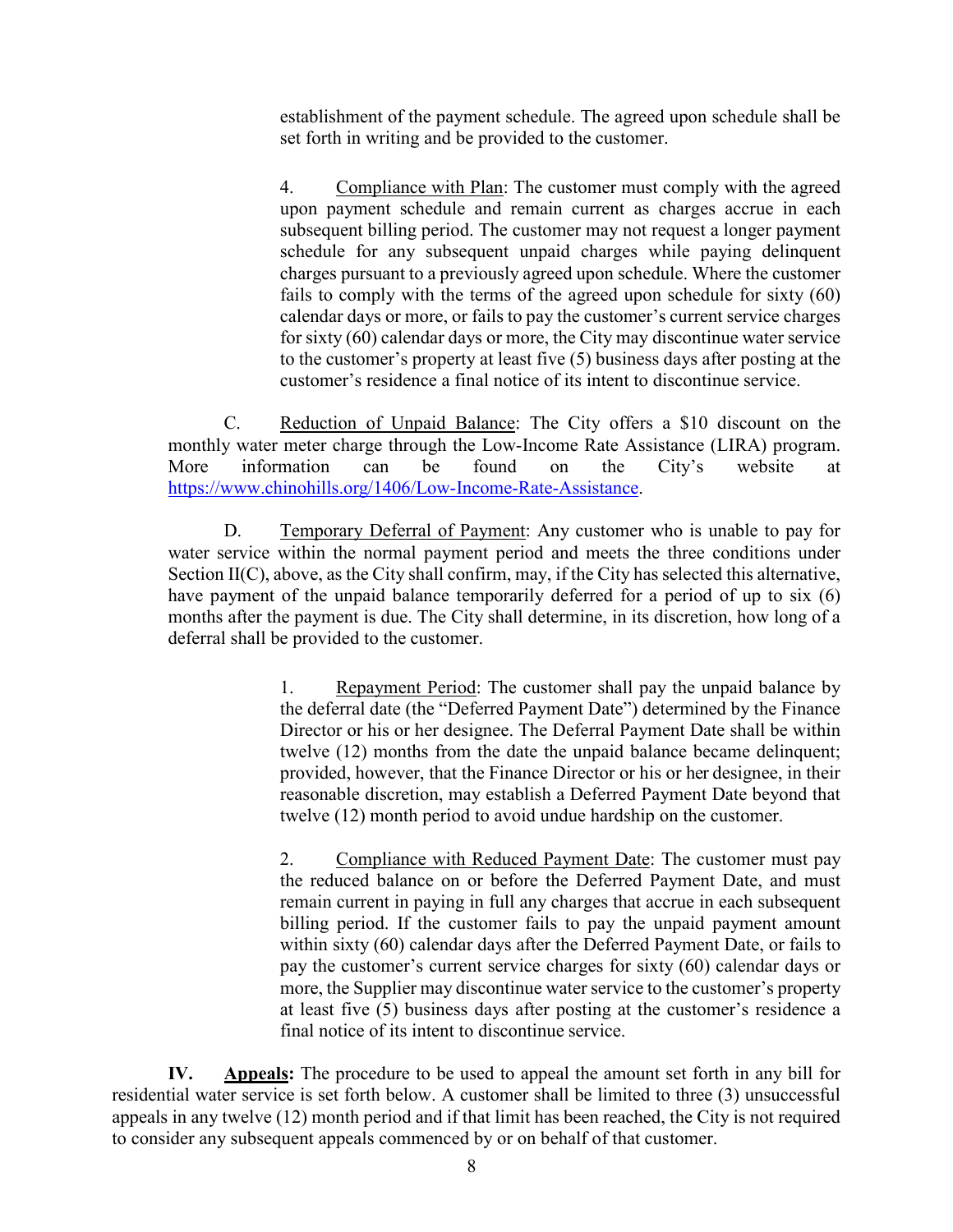establishment of the payment schedule. The agreed upon schedule shall be set forth in writing and be provided to the customer.

4. Compliance with Plan: The customer must comply with the agreed upon payment schedule and remain current as charges accrue in each subsequent billing period. The customer may not request a longer payment schedule for any subsequent unpaid charges while paying delinquent charges pursuant to a previously agreed upon schedule. Where the customer fails to comply with the terms of the agreed upon schedule for sixty (60) calendar days or more, or fails to pay the customer's current service charges for sixty (60) calendar days or more, the City may discontinue water service to the customer's property at least five (5) business days after posting at the customer's residence a final notice of its intent to discontinue service.

C. Reduction of Unpaid Balance: The City offers a $10 discount on the monthly water meter charge through the Low-Income Rate Assistance (LIRA) program. More information can be found on the City's website at https://www.chinohills.org/1406/Low-Income-Rate-Assistance.

D. Temporary Deferral of Payment: Any customer who is unable to pay for water service within the normal payment period and meets the three conditions under Section II(C), above, as the City shall confirm, may, if the City has selected this alternative, have payment of the unpaid balance temporarily deferred for a period of up to six (6) months after the payment is due. The City shall determine, in its discretion, how long of a deferral shall be provided to the customer.

1. Repayment Period: The customer shall pay the unpaid balance by the deferral date (the "Deferred Payment Date") determined by the Finance Director or his or her designee. The Deferral Payment Date shall be within twelve (12) months from the date the unpaid balance became delinquent; provided, however, that the Finance Director or his or her designee, in their reasonable discretion, may establish a Deferred Payment Date beyond that twelve (12) month period to avoid undue hardship on the customer.

2. Compliance with Reduced Payment Date: The customer must pay the reduced balance on or before the Deferred Payment Date, and must remain current in paying in full any charges that accrue in each subsequent billing period. If the customer fails to pay the unpaid payment amount within sixty (60) calendar days after the Deferred Payment Date, or fails to pay the customer's current service charges for sixty (60) calendar days or more, the Supplier may discontinue water service to the customer's property at least five (5) business days after posting at the customer's residence a final notice of its intent to discontinue service.

**IV. Appeals:** The procedure to be used to appeal the amount set forth in any bill for residential water service is set forth below. A customer shall be limited to three (3) unsuccessful appeals in any twelve (12) month period and if that limit has been reached, the City is not required to consider any subsequent appeals commenced by or on behalf of that customer.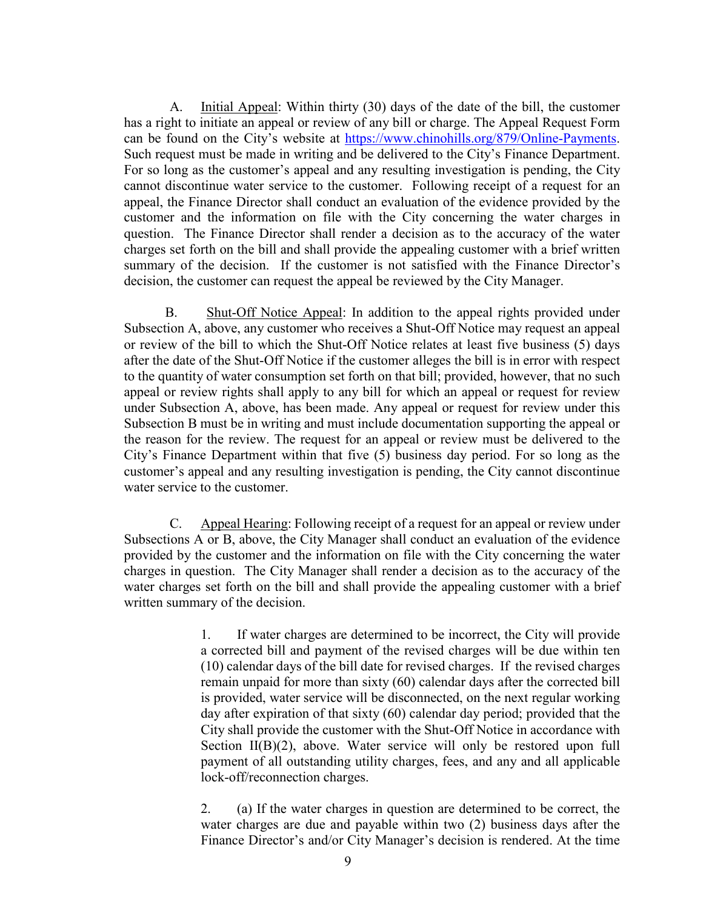A. Initial Appeal: Within thirty (30) days of the date of the bill, the customer has a right to initiate an appeal or review of any bill or charge. The Appeal Request Form can be found on the City's website at [https://www.chinohills.org/879/Online-Payments](https://www.chinohills.org/879/Online-Payments). Such request must be made in writing and be delivered to the City's Finance Department. For so long as the customer's appeal and any resulting investigation is pending, the City cannot discontinue water service to the customer. Following receipt of a request for an appeal, the Finance Director shall conduct an evaluation of the evidence provided by the customer and the information on file with the City concerning the water charges in question. The Finance Director shall render a decision as to the accuracy of the water charges set forth on the bill and shall provide the appealing customer with a brief written summary of the decision. If the customer is not satisfied with the Finance Director's decision, the customer can request the appeal be reviewed by the City Manager.

B. Shut-Off Notice Appeal: In addition to the appeal rights provided under Subsection A, above, any customer who receives a Shut-Off Notice may request an appeal or review of the bill to which the Shut-Off Notice relates at least five business (5) days after the date of the Shut-Off Notice if the customer alleges the bill is in error with respect to the quantity of water consumption set forth on that bill; provided, however, that no such appeal or review rights shall apply to any bill for which an appeal or request for review under Subsection A, above, has been made. Any appeal or request for review under this Subsection B must be in writing and must include documentation supporting the appeal or the reason for the review. The request for an appeal or review must be delivered to the City's Finance Department within that five (5) business day period. For so long as the customer's appeal and any resulting investigation is pending, the City cannot discontinue water service to the customer.

C. Appeal Hearing: Following receipt of a request for an appeal or review under Subsections A or B, above, the City Manager shall conduct an evaluation of the evidence provided by the customer and the information on file with the City concerning the water charges in question. The City Manager shall render a decision as to the accuracy of the water charges set forth on the bill and shall provide the appealing customer with a brief written summary of the decision.

1. If water charges are determined to be incorrect, the City will provide a corrected bill and payment of the revised charges will be due within ten (10) calendar days of the bill date for revised charges. If the revised charges remain unpaid for more than sixty (60) calendar days after the corrected bill is provided, water service will be disconnected, on the next regular working day after expiration of that sixty (60) calendar day period; provided that the City shall provide the customer with the Shut-Off Notice in accordance with Section II(B)(2), above. Water service will only be restored upon full payment of all outstanding utility charges, fees, and any and all applicable lock-off/reconnection charges.

2. (a) If the water charges in question are determined to be correct, the water charges are due and payable within two (2) business days after the Finance Director's and/or City Manager's decision is rendered. At the time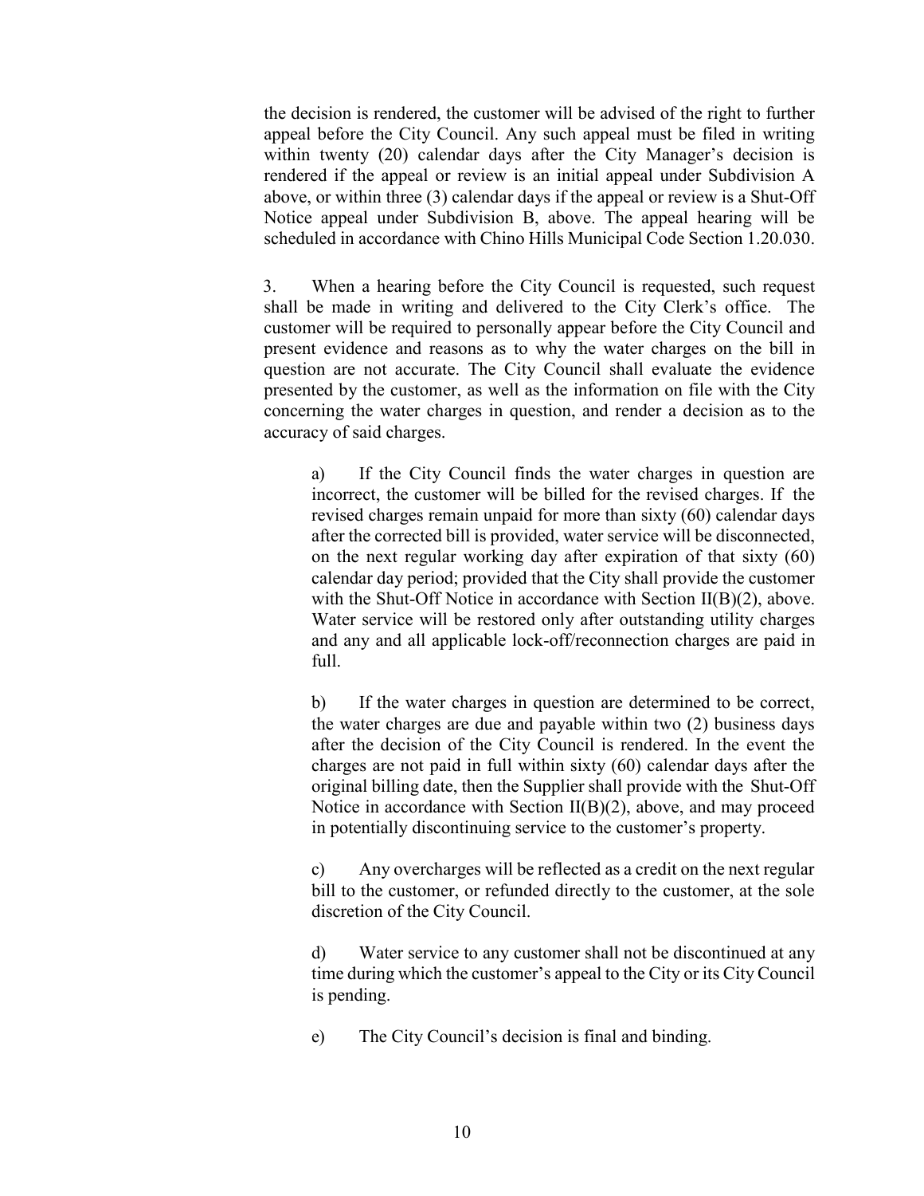the decision is rendered, the customer will be advised of the right to further appeal before the City Council. Any such appeal must be filed in writing within twenty (20) calendar days after the City Manager's decision is rendered if the appeal or review is an initial appeal under Subdivision A above, or within three (3) calendar days if the appeal or review is a Shut-Off Notice appeal under Subdivision B, above. The appeal hearing will be scheduled in accordance with Chino Hills Municipal Code Section 1.20.030.

3. When a hearing before the City Council is requested, such request shall be made in writing and delivered to the City Clerk's office. The customer will be required to personally appear before the City Council and present evidence and reasons as to why the water charges on the bill in question are not accurate. The City Council shall evaluate the evidence presented by the customer, as well as the information on file with the City concerning the water charges in question, and render a decision as to the accuracy of said charges.

a) If the City Council finds the water charges in question are incorrect, the customer will be billed for the revised charges. If the revised charges remain unpaid for more than sixty (60) calendar days after the corrected bill is provided, water service will be disconnected, on the next regular working day after expiration of that sixty (60) calendar day period; provided that the City shall provide the customer with the Shut-Off Notice in accordance with Section II(B)(2), above. Water service will be restored only after outstanding utility charges and any and all applicable lock-off/reconnection charges are paid in full.

b) If the water charges in question are determined to be correct, the water charges are due and payable within two (2) business days after the decision of the City Council is rendered. In the event the charges are not paid in full within sixty (60) calendar days after the original billing date, then the Supplier shall provide with the Shut-Off Notice in accordance with Section II(B)(2), above, and may proceed in potentially discontinuing service to the customer's property.

c) Any overcharges will be reflected as a credit on the next regular bill to the customer, or refunded directly to the customer, at the sole discretion of the City Council.

d) Water service to any customer shall not be discontinued at any time during which the customer's appeal to the City or its City Council is pending.

e) The City Council's decision is final and binding.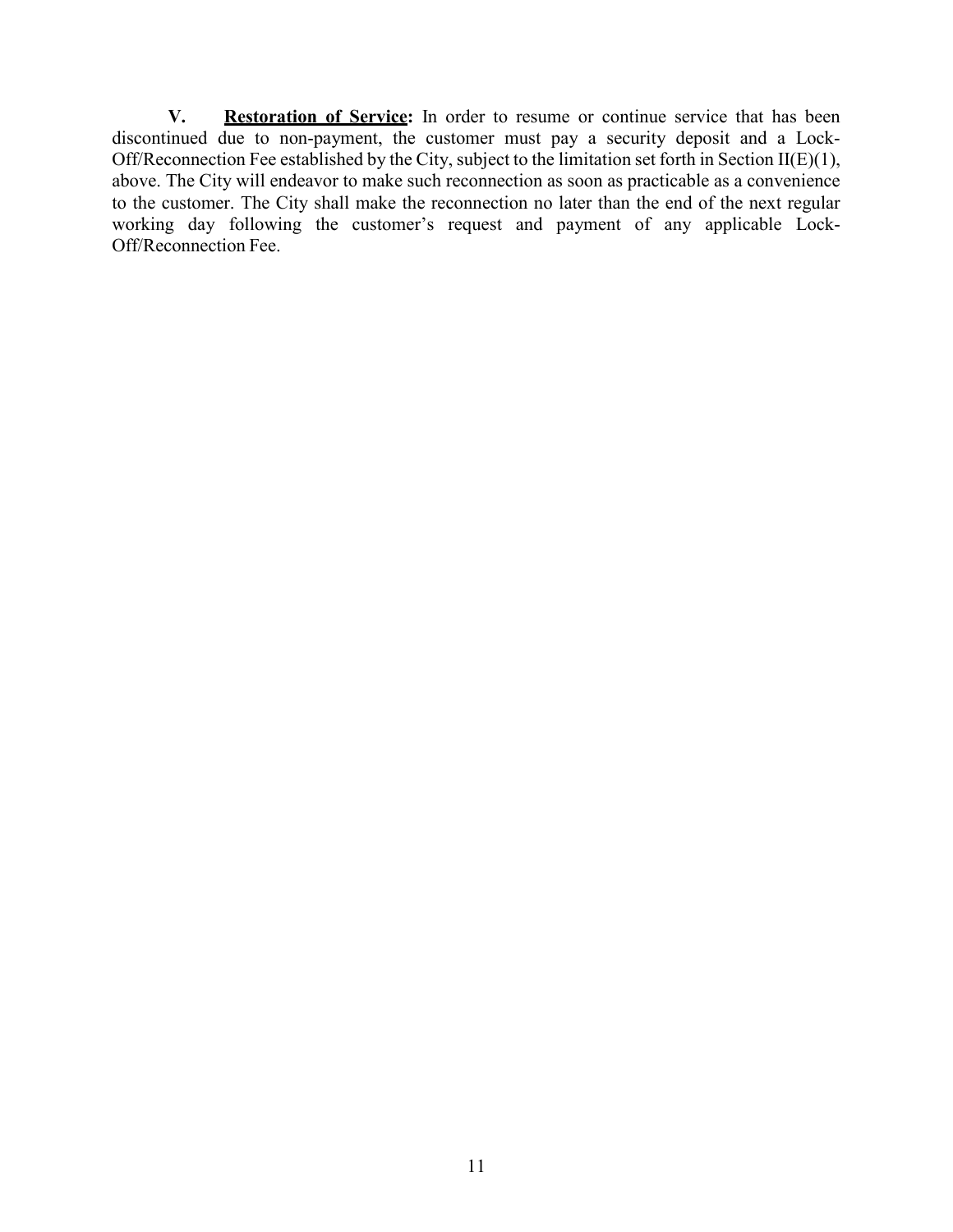**V.** **Restoration of Service:** In order to resume or continue service that has been discontinued due to non-payment, the customer must pay a security deposit and a Lock-Off/Reconnection Fee established by the City, subject to the limitation set forth in Section II(E)(1), above. The City will endeavor to make such reconnection as soon as practicable as a convenience to the customer. The City shall make the reconnection no later than the end of the next regular working day following the customer's request and payment of any applicable Lock-Off/Reconnection Fee.